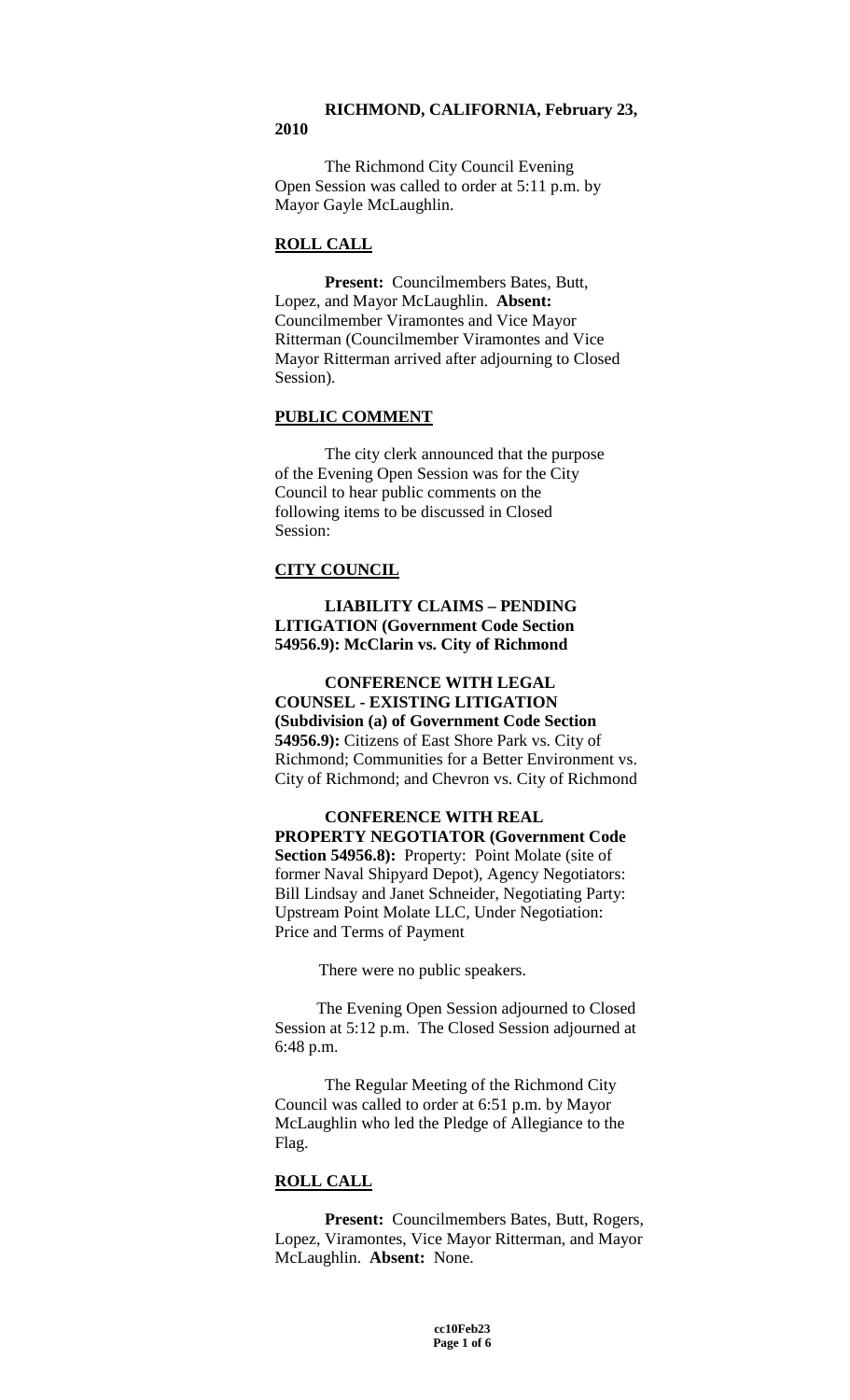**RICHMOND, CALIFORNIA, February 23, 2010**

The Richmond City Council Evening Open Session was called to order at 5:11 p.m. by Mayor Gayle McLaughlin.

**ROLL CALL**

**Present:** Councilmembers Bates, Butt, Lopez, and Mayor McLaughlin. **Absent:** Councilmember Viramontes and Vice Mayor Ritterman (Councilmember Viramontes and Vice Mayor Ritterman arrived after adjourning to Closed Session).

**PUBLIC COMMENT**

The city clerk announced that the purpose of the Evening Open Session was for the City Council to hear public comments on the following items to be discussed in Closed Session:

**CITY COUNCIL**

**LIABILITY CLAIMS – PENDING LITIGATION (Government Code Section 54956.9): McClarin vs. City of Richmond**

**CONFERENCE WITH LEGAL COUNSEL - EXISTING LITIGATION (Subdivision (a) of Government Code Section 54956.9):** Citizens of East Shore Park vs. City of Richmond; Communities for a Better Environment vs. City of Richmond; and Chevron vs. City of Richmond

**CONFERENCE WITH REAL PROPERTY NEGOTIATOR (Government Code Section 54956.8):** Property: Point Molate (site of former Naval Shipyard Depot), Agency Negotiators: Bill Lindsay and Janet Schneider, Negotiating Party: Upstream Point Molate LLC, Under Negotiation: Price and Terms of Payment

There were no public speakers.

The Evening Open Session adjourned to Closed Session at 5:12 p.m. The Closed Session adjourned at 6:48 p.m.

The Regular Meeting of the Richmond City Council was called to order at 6:51 p.m. by Mayor McLaughlin who led the Pledge of Allegiance to the Flag.

**ROLL CALL**

**Present:** Councilmembers Bates, Butt, Rogers, Lopez, Viramontes, Vice Mayor Ritterman, and Mayor McLaughlin. **Absent:** None.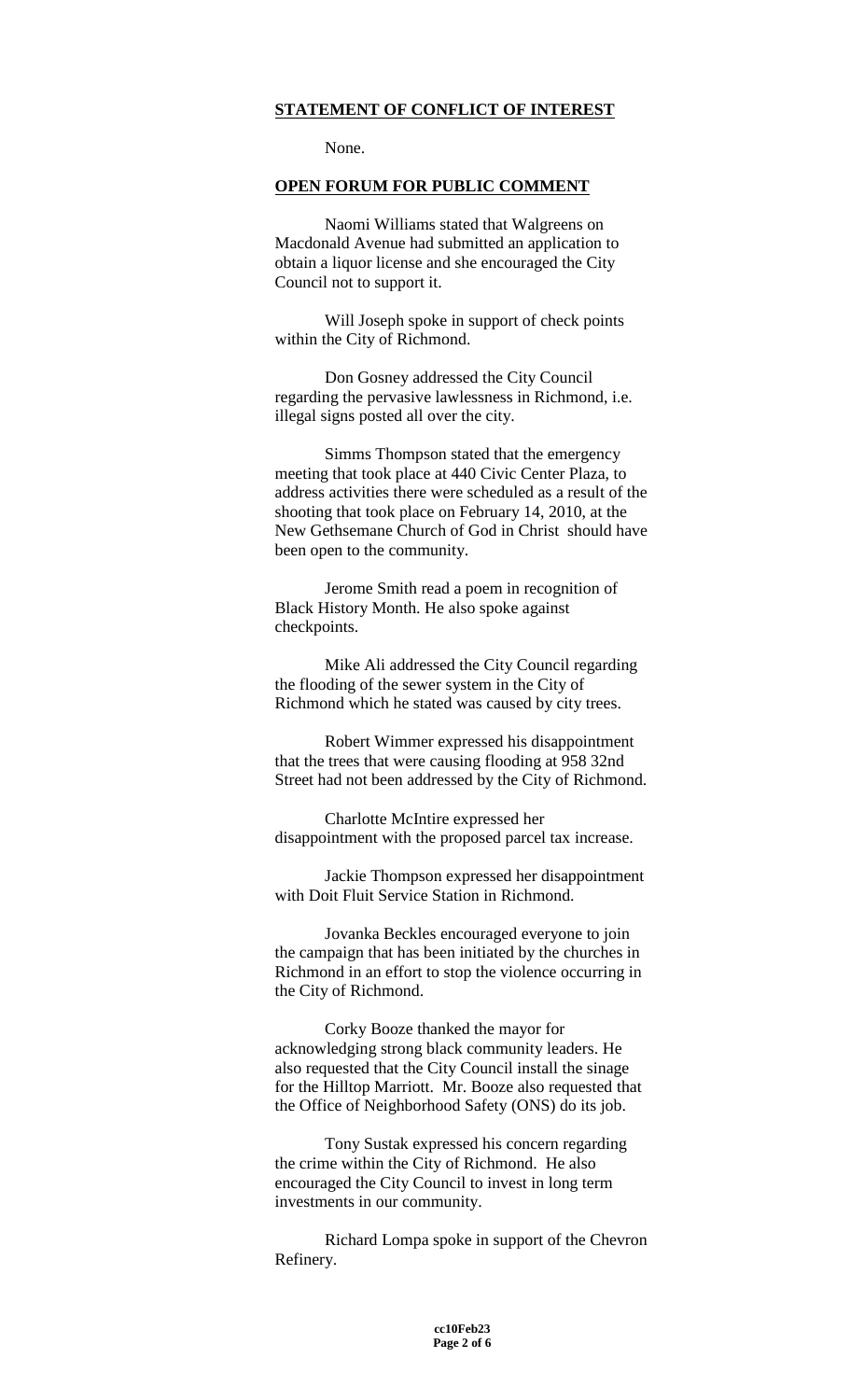**STATEMENT OF CONFLICT OF INTEREST**

None.

**OPEN FORUM FOR PUBLIC COMMENT**

Naomi Williams stated that Walgreens on Macdonald Avenue had submitted an application to obtain a liquor license and she encouraged the City Council not to support it.

Will Joseph spoke in support of check points within the City of Richmond.

Don Gosney addressed the City Council regarding the pervasive lawlessness in Richmond, i.e. illegal signs posted all over the city.

Simms Thompson stated that the emergency meeting that took place at 440 Civic Center Plaza, to address activities there were scheduled as a result of the shooting that took place on February 14, 2010, at the New Gethsemane Church of God in Christ should have been open to the community.

Jerome Smith read a poem in recognition of Black History Month. He also spoke against checkpoints.

Mike Ali addressed the City Council regarding the flooding of the sewer system in the City of Richmond which he stated was caused by city trees.

Robert Wimmer expressed his disappointment that the trees that were causing flooding at 958 32nd Street had not been addressed by the City of Richmond.

Charlotte McIntire expressed her disappointment with the proposed parcel tax increase.

Jackie Thompson expressed her disappointment with Doit Fluit Service Station in Richmond.

Jovanka Beckles encouraged everyone to join the campaign that has been initiated by the churches in Richmond in an effort to stop the violence occurring in the City of Richmond.

Corky Booze thanked the mayor for acknowledging strong black community leaders. He also requested that the City Council install the sinage for the Hilltop Marriott. Mr. Booze also requested that the Office of Neighborhood Safety (ONS) do its job.

Tony Sustak expressed his concern regarding the crime within the City of Richmond. He also encouraged the City Council to invest in long term investments in our community.

Richard Lompa spoke in support of the Chevron Refinery.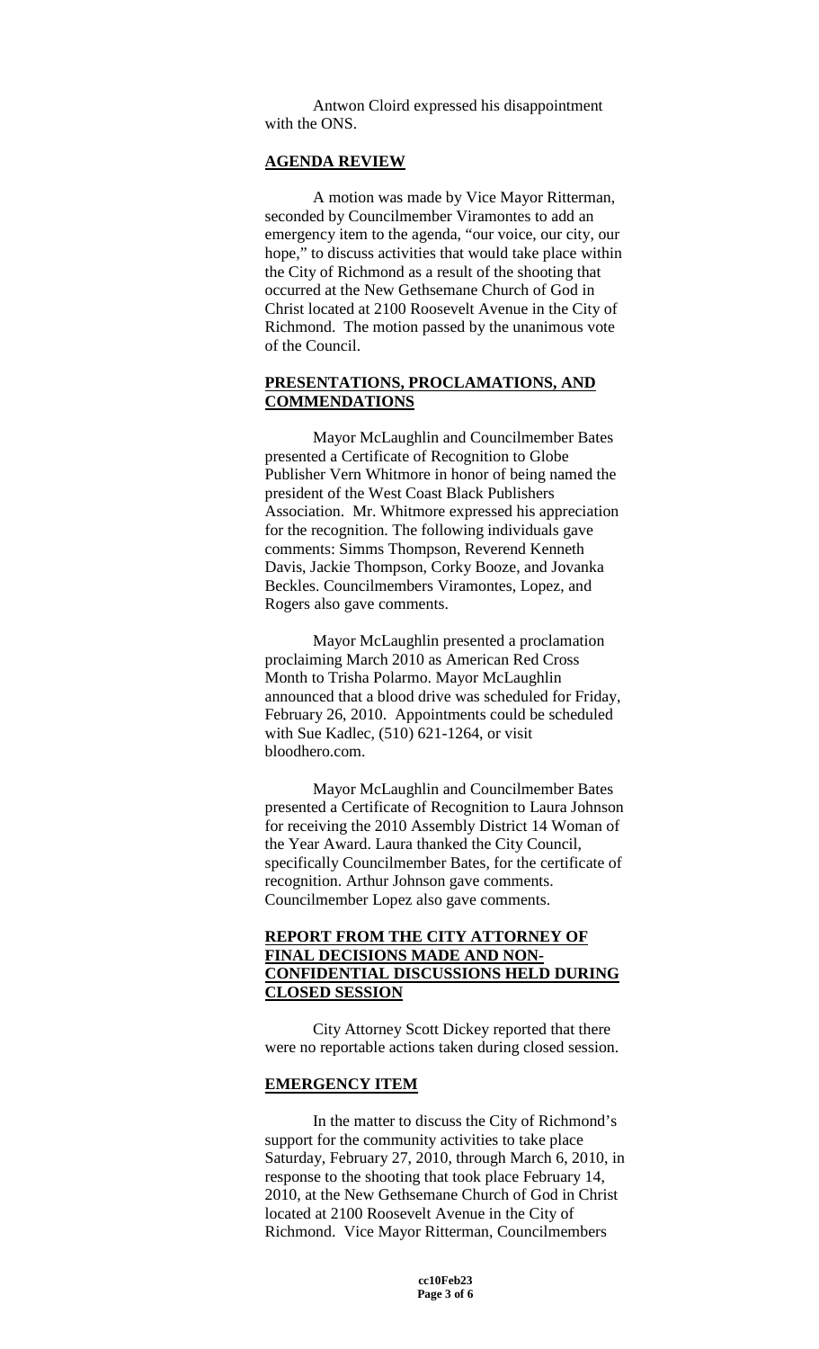Antwon Cloird expressed his disappointment with the ONS.

**AGENDA REVIEW**

A motion was made by Vice Mayor Ritterman, seconded by Councilmember Viramontes to add an emergency item to the agenda, "our voice, our city, our hope," to discuss activities that would take place within the City of Richmond as a result of the shooting that occurred at the New Gethsemane Church of God in Christ located at 2100 Roosevelt Avenue in the City of Richmond. The motion passed by the unanimous vote of the Council.

**PRESENTATIONS, PROCLAMATIONS, AND COMMENDATIONS**

Mayor McLaughlin and Councilmember Bates presented a Certificate of Recognition to Globe Publisher Vern Whitmore in honor of being named the president of the West Coast Black Publishers Association. Mr. Whitmore expressed his appreciation for the recognition. The following individuals gave comments: Simms Thompson, Reverend Kenneth Davis, Jackie Thompson, Corky Booze, and Jovanka Beckles. Councilmembers Viramontes, Lopez, and Rogers also gave comments.

Mayor McLaughlin presented a proclamation proclaiming March 2010 as American Red Cross Month to Trisha Polarmo. Mayor McLaughlin announced that a blood drive was scheduled for Friday, February 26, 2010. Appointments could be scheduled with Sue Kadlec, (510) 621-1264, or visit bloodhero.com.

Mayor McLaughlin and Councilmember Bates presented a Certificate of Recognition to Laura Johnson for receiving the 2010 Assembly District 14 Woman of the Year Award. Laura thanked the City Council, specifically Councilmember Bates, for the certificate of recognition. Arthur Johnson gave comments. Councilmember Lopez also gave comments.

**REPORT FROM THE CITY ATTORNEY OF FINAL DECISIONS MADE AND NON-CONFIDENTIAL DISCUSSIONS HELD DURING CLOSED SESSION**

City Attorney Scott Dickey reported that there were no reportable actions taken during closed session.

**EMERGENCY ITEM**

In the matter to discuss the City of Richmond's support for the community activities to take place Saturday, February 27, 2010, through March 6, 2010, in response to the shooting that took place February 14, 2010, at the New Gethsemane Church of God in Christ located at 2100 Roosevelt Avenue in the City of Richmond. Vice Mayor Ritterman, Councilmembers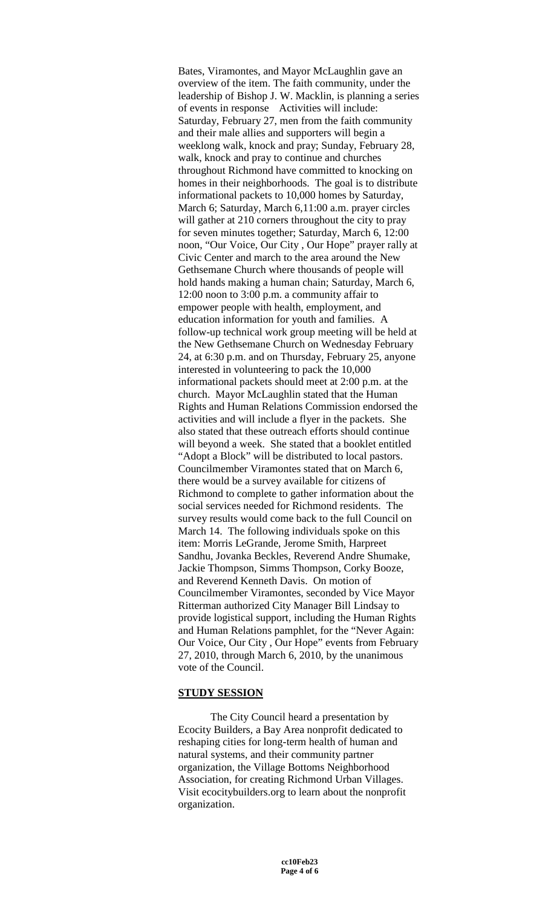Bates, Viramontes, and Mayor McLaughlin gave an overview of the item. The faith community, under the leadership of Bishop J. W. Macklin, is planning a series of events in response Activities will include: Saturday, February 27, men from the faith community and their male allies and supporters will begin a weeklong walk, knock and pray; Sunday, February 28, walk, knock and pray to continue and churches throughout Richmond have committed to knocking on homes in their neighborhoods. The goal is to distribute informational packets to 10,000 homes by Saturday, March 6; Saturday, March 6,11:00 a.m. prayer circles will gather at 210 corners throughout the city to pray for seven minutes together; Saturday, March 6, 12:00 noon, "Our Voice, Our City , Our Hope" prayer rally at Civic Center and march to the area around the New Gethsemane Church where thousands of people will hold hands making a human chain; Saturday, March 6, 12:00 noon to 3:00 p.m. a community affair to empower people with health, employment, and education information for youth and families. A follow-up technical work group meeting will be held at the New Gethsemane Church on Wednesday February 24, at 6:30 p.m. and on Thursday, February 25, anyone interested in volunteering to pack the 10,000 informational packets should meet at 2:00 p.m. at the church. Mayor McLaughlin stated that the Human Rights and Human Relations Commission endorsed the activities and will include a flyer in the packets. She also stated that these outreach efforts should continue will beyond a week. She stated that a booklet entitled "Adopt a Block" will be distributed to local pastors. Councilmember Viramontes stated that on March 6, there would be a survey available for citizens of Richmond to complete to gather information about the social services needed for Richmond residents. The survey results would come back to the full Council on March 14. The following individuals spoke on this item: Morris LeGrande, Jerome Smith, Harpreet Sandhu, Jovanka Beckles, Reverend Andre Shumake, Jackie Thompson, Simms Thompson, Corky Booze, and Reverend Kenneth Davis. On motion of Councilmember Viramontes, seconded by Vice Mayor Ritterman authorized City Manager Bill Lindsay to provide logistical support, including the Human Rights and Human Relations pamphlet, for the "Never Again: Our Voice, Our City , Our Hope" events from February 27, 2010, through March 6, 2010, by the unanimous vote of the Council.

**STUDY SESSION**

The City Council heard a presentation by Ecocity Builders, a Bay Area nonprofit dedicated to reshaping cities for long-term health of human and natural systems, and their community partner organization, the Village Bottoms Neighborhood Association, for creating Richmond Urban Villages. Visit ecocitybuilders.org to learn about the nonprofit organization.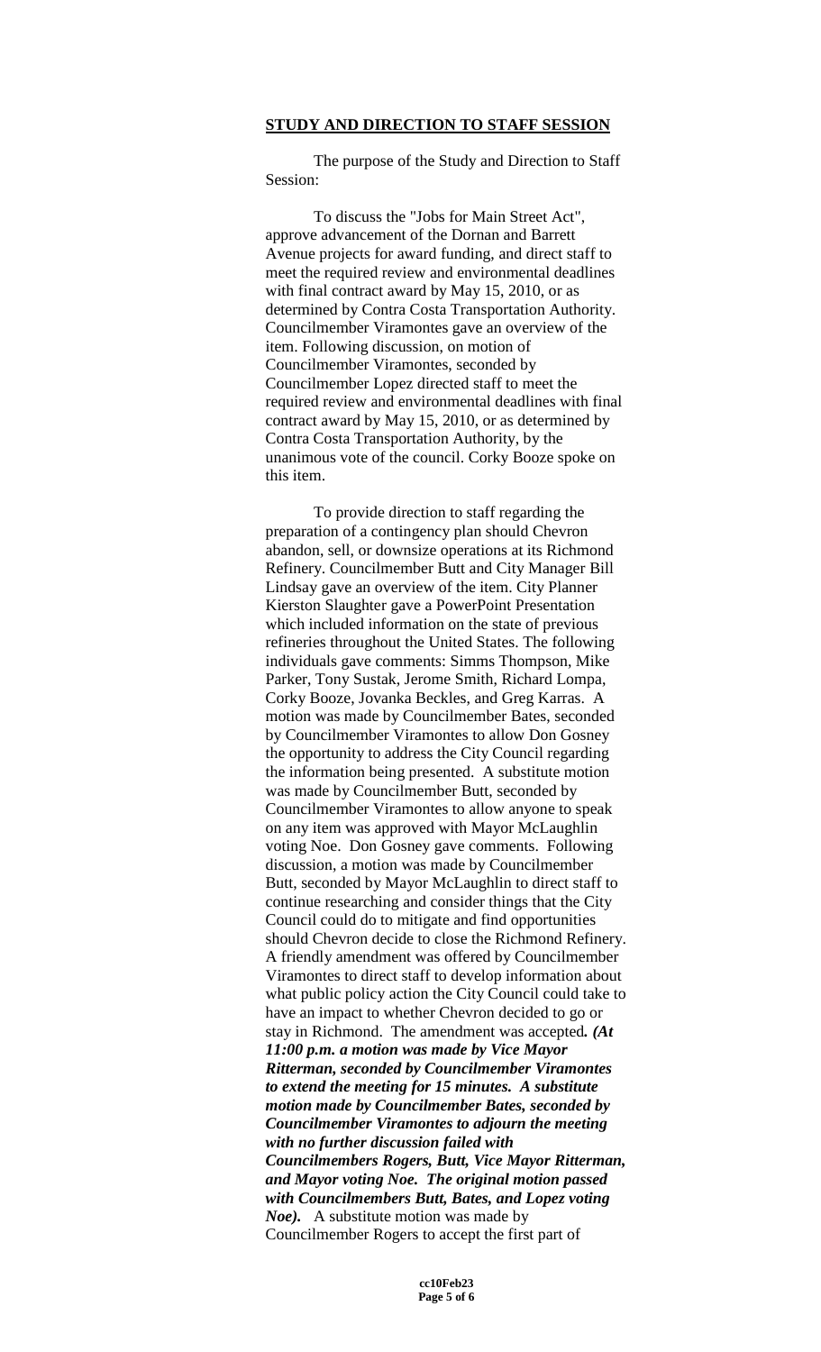**STUDY AND DIRECTION TO STAFF SESSION**

The purpose of the Study and Direction to Staff Session:

To discuss the "Jobs for Main Street Act", approve advancement of the Dornan and Barrett Avenue projects for award funding, and direct staff to meet the required review and environmental deadlines with final contract award by May 15, 2010, or as determined by Contra Costa Transportation Authority. Councilmember Viramontes gave an overview of the item. Following discussion, on motion of Councilmember Viramontes, seconded by Councilmember Lopez directed staff to meet the required review and environmental deadlines with final contract award by May 15, 2010, or as determined by Contra Costa Transportation Authority, by the unanimous vote of the council. Corky Booze spoke on this item.

To provide direction to staff regarding the preparation of a contingency plan should Chevron abandon, sell, or downsize operations at its Richmond Refinery. Councilmember Butt and City Manager Bill Lindsay gave an overview of the item. City Planner Kierston Slaughter gave a PowerPoint Presentation which included information on the state of previous refineries throughout the United States. The following individuals gave comments: Simms Thompson, Mike Parker, Tony Sustak, Jerome Smith, Richard Lompa, Corky Booze, Jovanka Beckles, and Greg Karras. A motion was made by Councilmember Bates, seconded by Councilmember Viramontes to allow Don Gosney the opportunity to address the City Council regarding the information being presented. A substitute motion was made by Councilmember Butt, seconded by Councilmember Viramontes to allow anyone to speak on any item was approved with Mayor McLaughlin voting Noe. Don Gosney gave comments. Following discussion, a motion was made by Councilmember Butt, seconded by Mayor McLaughlin to direct staff to continue researching and consider things that the City Council could do to mitigate and find opportunities should Chevron decide to close the Richmond Refinery. A friendly amendment was offered by Councilmember Viramontes to direct staff to develop information about what public policy action the City Council could take to have an impact to whether Chevron decided to go or stay in Richmond. The amendment was accepted***. (At 11:00 p.m. a motion was made by Vice Mayor Ritterman, seconded by Councilmember Viramontes to extend the meeting for 15 minutes. A substitute motion made by Councilmember Bates, seconded by Councilmember Viramontes to adjourn the meeting with no further discussion failed with Councilmembers Rogers, Butt, Vice Mayor Ritterman, and Mayor voting Noe. The original motion passed with Councilmembers Butt, Bates, and Lopez voting Noe).*** A substitute motion was made by Councilmember Rogers to accept the first part of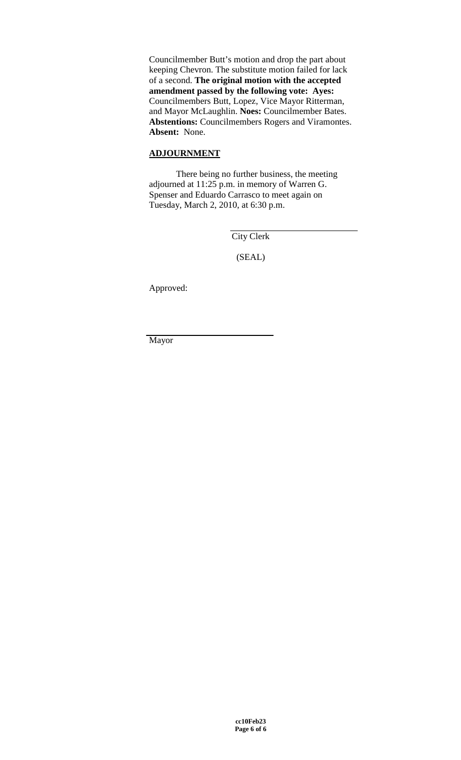Councilmember Butt's motion and drop the part about keeping Chevron. The substitute motion failed for lack of a second. **The original motion with the accepted amendment passed by the following vote: Ayes:** Councilmembers Butt, Lopez, Vice Mayor Ritterman, and Mayor McLaughlin. **Noes:** Councilmember Bates. **Abstentions:** Councilmembers Rogers and Viramontes. **Absent:** None.

## ADJOURNMENT

There being no further business, the meeting adjourned at 11:25 p.m. in memory of Warren G. Spenser and Eduardo Carrasco to meet again on Tuesday, March 2, 2010, at 6:30 p.m.

City Clerk

(SEAL)

Approved:

Mayor

**cc10Feb23**